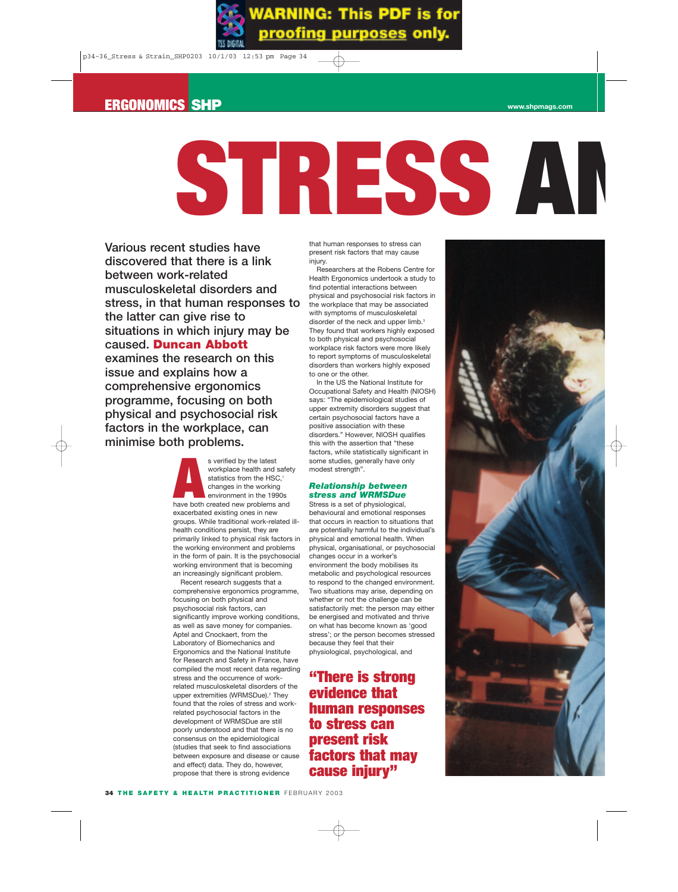# STRESS AN

**Various recent studies have discovered that there is a link between work-related musculoskeletal disorders and stress, in that human responses to the latter can give rise to situations in which injury may be caused. Duncan Abbott examines the research on this issue and explains how a comprehensive ergonomics programme, focusing on both physical and psychosocial risk factors in the workplace, can minimise both problems.**

As verified by the latest workplace health and safety statistics from the HSC,[1] changes in the working environment in the 1990s have both created new problems and exacerbated existing ones in new groups. While traditional work-related ill-health conditions persist, they are primarily linked to physical risk factors in the working environment and problems in the form of pain. It is the psychosocial working environment that is becoming an increasingly significant problem.

Recent research suggests that a comprehensive ergonomics programme, focusing on both physical and psychosocial risk factors, can significantly improve working conditions, as well as save money for companies. Aptel and Cnockaert, from the Laboratory of Biomechanics and Ergonomics and the National Institute for Research and Safety in France, have compiled the most recent data regarding stress and the occurrence of work-related musculoskeletal disorders of the upper extremities (WRMSDue).[2] They found that the roles of stress and work-related psychosocial factors in the development of WRMSDue are still poorly understood and that there is no consensus on the epidemiological (studies that seek to find associations between exposure and disease or cause and effect) data. They do, however, propose that there is strong evidence that human responses to stress can present risk factors that may cause injury.

Researchers at the Robens Centre for Health Ergonomics undertook a study to find potential interactions between physical and psychosocial risk factors in the workplace that may be associated with symptoms of musculoskeletal disorder of the neck and upper limb.[3] They found that workers highly exposed to both physical and psychosocial workplace risk factors were more likely to report symptoms of musculoskeletal disorders than workers highly exposed to one or the other.

In the US the National Institute for Occupational Safety and Health (NIOSH) says: "The epidemiological studies of upper extremity disorders suggest that certain psychosocial factors have a positive association with these disorders." However, NIOSH qualifies this with the assertion that "these factors, while statistically significant in some studies, generally have only modest strength".

### *Relationship between stress and WRMSDue*

Stress is a set of physiological, behavioural and emotional responses that occurs in reaction to situations that are potentially harmful to the individual's physical and emotional health. When physical, organisational, or psychosocial changes occur in a worker's environment the body mobilises its metabolic and psychological resources to respond to the changed environment. Two situations may arise, depending on whether or not the challenge can be satisfactorily met: the person may either be energised and motivated and thrive on what has become known as 'good stress'; or the person becomes stressed because they feel that their physiological, psychological, and

**"There is strong evidence that human responses to stress can present risk factors that may cause injury"**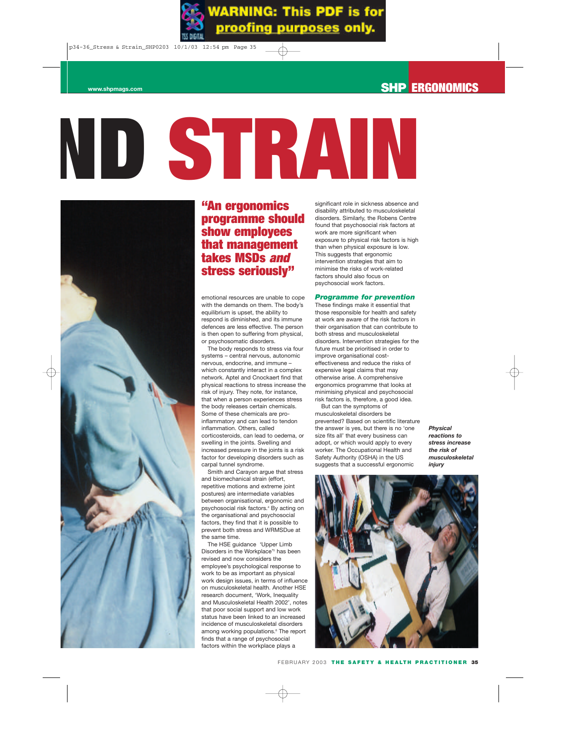# ND STRAIN

**"An ergonomics programme should show employees that management takes MSDs *and* stress seriously"**

emotional resources are unable to cope with the demands on them. The body's equilibrium is upset, the ability to respond is diminished, and its immune defences are less effective. The person is then open to suffering from physical, or psychosomatic disorders.

The body responds to stress via four systems – central nervous, autonomic nervous, endocrine, and immune – which constantly interact in a complex network. Aptel and Cnockaert find that physical reactions to stress increase the risk of injury. They note, for instance, that when a person experiences stress the body releases certain chemicals. Some of these chemicals are pro-inflammatory and can lead to tendon inflammation. Others, called corticosteroids, can lead to oedema, or swelling in the joints. Swelling and increased pressure in the joints is a risk factor for developing disorders such as carpal tunnel syndrome.

Smith and Carayon argue that stress and biomechanical strain (effort, repetitive motions and extreme joint postures) are intermediate variables between organisational, ergonomic and psychosocial risk factors.[4] By acting on the organisational and psychosocial factors, they find that it is possible to prevent both stress and WRMSDue at the same time.

The HSE guidance 'Upper Limb Disorders in the Workplace'[5] has been revised and now considers the employee's psychological response to work to be as important as physical work design issues, in terms of influence on musculoskeletal health. Another HSE research document, 'Work, Inequality and Musculoskeletal Health 2002', notes that poor social support and low work status have been linked to an increased incidence of musculoskeletal disorders among working populations.[6] The report finds that a range of psychosocial factors within the workplace plays a significant role in sickness absence and disability attributed to musculoskeletal disorders. Similarly, the Robens Centre found that psychosocial risk factors at work are more significant when exposure to physical risk factors is high than when physical exposure is low. This suggests that ergonomic intervention strategies that aim to minimise the risks of work-related factors should also focus on psychosocial work factors.

### Programme for prevention

These findings make it essential that those responsible for health and safety at work are aware of the risk factors in their organisation that can contribute to both stress and musculoskeletal disorders. Intervention strategies for the future must be prioritised in order to improve organisational cost-effectiveness and reduce the risks of expensive legal claims that may otherwise arise. A comprehensive ergonomics programme that looks at minimising physical and psychosocial risk factors is, therefore, a good idea.

But can the symptoms of musculoskeletal disorders be prevented? Based on scientific literature the answer is yes, but there is no 'one size fits all' that every business can adopt, or which would apply to every worker. The Occupational Health and Safety Authority (OSHA) in the US suggests that a successful ergonomic

***Physical reactions to stress increase the risk of musculoskeletal injury***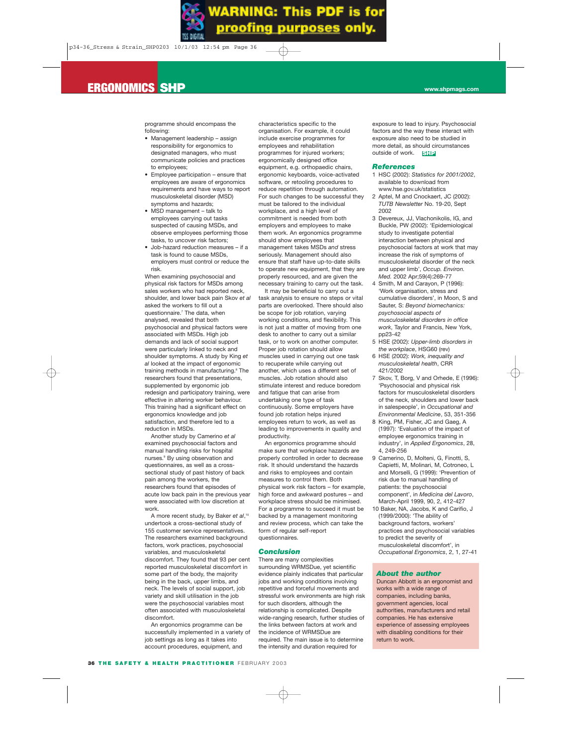programme should encompass the following:

- Management leadership – assign responsibility for ergonomics to designated managers, who must communicate policies and practices to employees;
- Employee participation – ensure that employees are aware of ergonomics requirements and have ways to report musculoskeletal disorder (MSD) symptoms and hazards;
- MSD management – talk to employees carrying out tasks suspected of causing MSDs, and observe employees performing those tasks, to uncover risk factors;
- Job-hazard reduction measures – if a task is found to cause MSDs, employers must control or reduce the risk.

When examining psychosocial and physical risk factors for MSDs among sales workers who had reported neck, shoulder, and lower back pain Skov *et al* asked the workers to fill out a questionnaire.[7] The data, when analysed, revealed that both psychosocial and physical factors were associated with MSDs. High job demands and lack of social support were particularly linked to neck and shoulder symptoms. A study by King *et al* looked at the impact of ergonomic training methods in manufacturing.[8] The researchers found that presentations, supplemented by ergonomic job redesign and participatory training, were effective in altering worker behaviour. This training had a significant effect on ergonomics knowledge and job satisfaction, and therefore led to a reduction in MSDs.

Another study by Camerino *et al* examined psychosocial factors and manual handling risks for hospital nurses.[9] By using observation and questionnaires, as well as a cross-sectional study of past history of back pain among the workers, the researchers found that episodes of acute low back pain in the previous year were associated with low discretion at work.

A more recent study, by Baker *et al*,[10] undertook a cross-sectional study of 155 customer service representatives. The researchers examined background factors, work practices, psychosocial variables, and musculoskeletal discomfort. They found that 93 per cent reported musculoskeletal discomfort in some part of the body, the majority being in the back, upper limbs, and neck. The levels of social support, job variety and skill utilisation in the job were the psychosocial variables most often associated with musculoskeletal discomfort.

An ergonomics programme can be successfully implemented in a variety of job settings as long as it takes into account procedures, equipment, and characteristics specific to the organisation. For example, it could include exercise programmes for employees and rehabilitation programmes for injured workers; ergonomically designed office equipment, e.g. orthopaedic chairs, ergonomic keyboards, voice-activated software, or retooling procedures to reduce repetition through automation. For such changes to be successful they must be tailored to the individual workplace, and a high level of commitment is needed from both employers and employees to make them work. An ergonomics programme should show employees that management takes MSDs *and* stress seriously. Management should also ensure that staff have up-to-date skills to operate new equipment, that they are properly resourced, and are given the necessary training to carry out the task.

It may be beneficial to carry out a task analysis to ensure no steps or vital parts are overlooked. There should also be scope for job rotation, varying working conditions, and flexibility. This is not just a matter of moving from one desk to another to carry out a similar task, or to work on another computer. Proper job rotation should allow muscles used in carrying out one task to recuperate while carrying out another, which uses a different set of muscles. Job rotation should also stimulate interest and reduce boredom and fatigue that can arise from undertaking one type of task continuously. Some employers have found job rotation helps injured employees return to work, as well as leading to improvements in quality and productivity.

An ergonomics programme should make sure that workplace hazards are properly controlled in order to decrease risk. It should understand the hazards and risks to employees and contain measures to control them. Both physical work risk factors – for example, high force and awkward postures – and workplace stress should be minimised. For a programme to succeed it must be backed by a management monitoring and review process, which can take the form of regular self-report questionnaires.

## Conclusion

There are many complexities surrounding WRMSDue, yet scientific evidence plainly indicates that particular jobs and working conditions involving repetitive and forceful movements and stressful work environments are high risk for such disorders, although the relationship is complicated. Despite wide-ranging research, further studies of the links between factors at work and the incidence of WRMSDue are required. The main issue is to determine the intensity and duration required for exposure to lead to injury. Psychosocial factors and the way these interact with exposure also need to be studied in more detail, as should circumstances outside of work.

## References

1. HSC (2002): *Statistics for 2001/2002*, available to download from www.hse.gov.uk/statistics
2. Aptel, M and Cnockaert, JC (2002): *TUTB Newsletter* No. 19-20, Sept 2002
3. Devereux, JJ, Vlachonikolis, IG, and Buckle, PW (2002): 'Epidemiological study to investigate potential interaction between physical and psychosocial factors at work that may increase the risk of symptoms of musculoskeletal disorder of the neck and upper limb', *Occup. Environ. Med.* 2002 Apr;59(4):269-77
4. Smith, M and Carayon, P (1996): 'Work organisation, stress and cumulative disorders', in Moon, S and Sauter, S: *Beyond biomechanics: psychosocial aspects of musculoskeletal disorders in office work*, Taylor and Francis, New York, pp23-42
5. HSE (2002): *Upper-limb disorders in the workplace*, HSG60 (rev)
6. HSE (2002): *Work, inequality and musculoskeletal health*, CRR 421/2002
7. Skov, T, Borg, V and Orhede, E (1996): 'Psychosocial and physical risk factors for musculoskeletal disorders of the neck, shoulders and lower back in salespeople', in *Occupational and Environmental Medicine*, 53, 351-356
8. King, PM, Fisher, JC and Gaeg, A (1997): 'Evaluation of the impact of employee ergonomics training in industry', in *Applied Ergonomics*, 28, 4, 249-256
9. Camerino, D, Molteni, G, Finotti, S, Capietti, M, Molinari, M, Cotroneo, L and Morselli, G (1999): 'Prevention of risk due to manual handling of patients: the psychosocial component', in *Medicina del Lavoro*, March-April 1999, 90, 2, 412-427
10. Baker, NA, Jacobs, K and Carifio, J (1999/2000): 'The ability of background factors, workers' practices and psychosocial variables to predict the severity of musculoskeletal discomfort', in *Occupational Ergonomics*, 2, 1, 27-41

## About the author

Duncan Abbott is an ergonomist and works with a wide range of companies, including banks, government agencies, local authorities, manufacturers and retail companies. He has extensive experience of assessing employees with disabling conditions for their return to work.